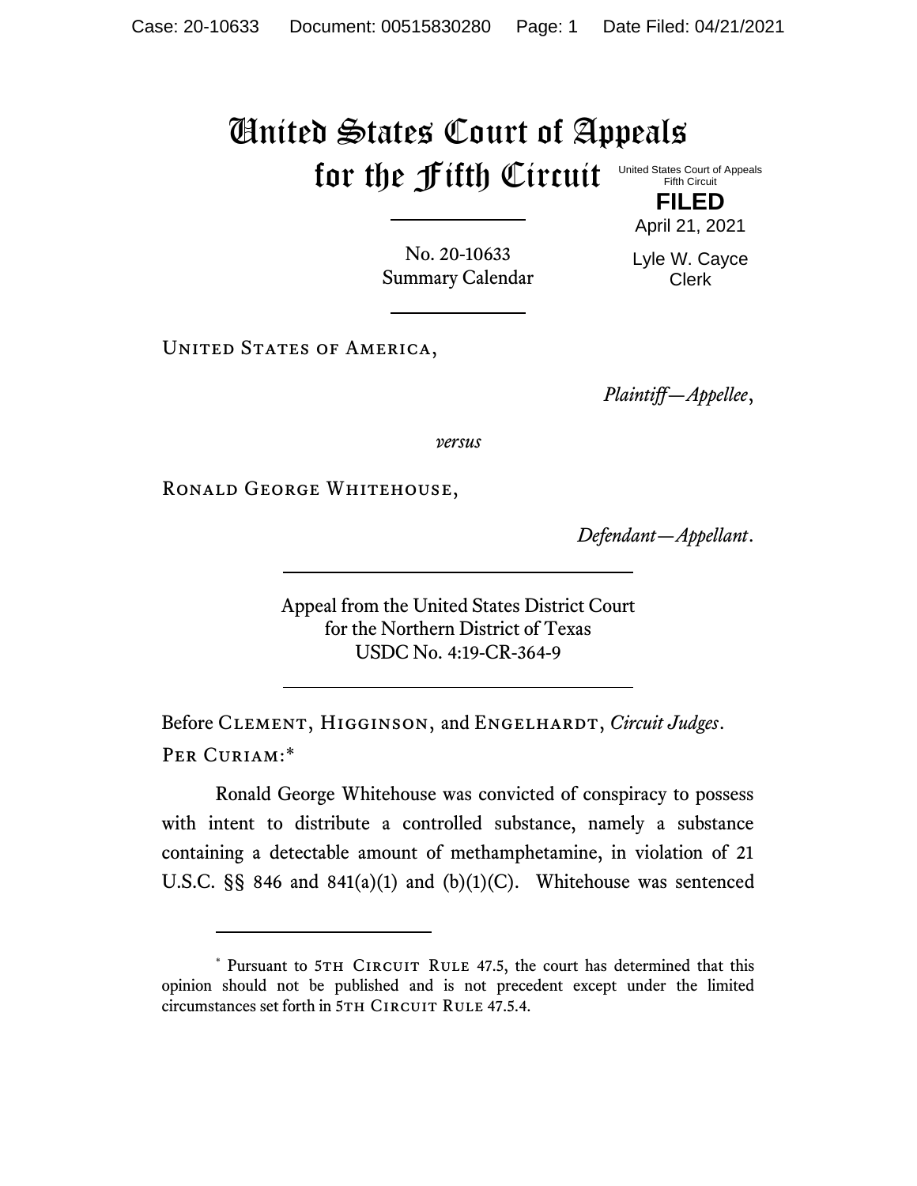# United States Court of Appeals for the Fifth Circuit

United States Court of Appeals
Fifth Circuit

**FILED**

April 21, 2021

Lyle W. Cayce
Clerk

---

No. 20-10633
Summary Calendar

---

United States of America,

*Plaintiff—Appellee*,

*versus*

Ronald George Whitehouse,

*Defendant—Appellant*.

---

Appeal from the United States District Court
for the Northern District of Texas
USDC No. 4:19-CR-364-9

---

Before Clement, Higginson, and Engelhardt, *Circuit Judges*.

Per Curiam:*

Ronald George Whitehouse was convicted of conspiracy to possess with intent to distribute a controlled substance, namely a substance containing a detectable amount of methamphetamine, in violation of 21 U.S.C. §§ 846 and 841(a)(1) and (b)(1)(C). Whitehouse was sentenced

---

* Pursuant to 5th Circuit Rule 47.5, the court has determined that this opinion should not be published and is not precedent except under the limited circumstances set forth in 5th Circuit Rule 47.5.4.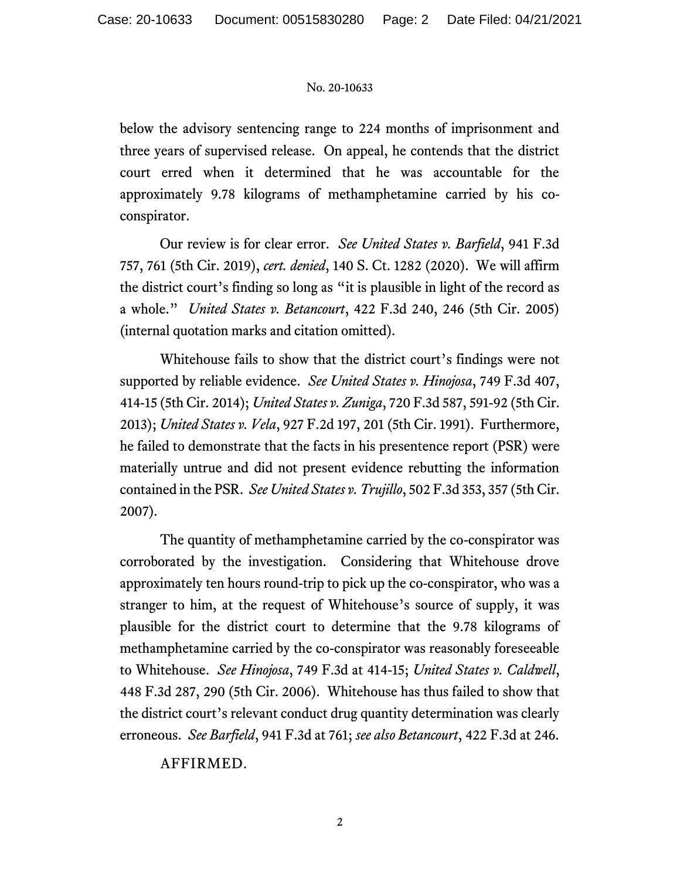below the advisory sentencing range to 224 months of imprisonment and three years of supervised release. On appeal, he contends that the district court erred when it determined that he was accountable for the approximately 9.78 kilograms of methamphetamine carried by his co-conspirator.

Our review is for clear error. *See United States v. Barfield*, 941 F.3d 757, 761 (5th Cir. 2019), *cert. denied*, 140 S. Ct. 1282 (2020). We will affirm the district court's finding so long as "it is plausible in light of the record as a whole." *United States v. Betancourt*, 422 F.3d 240, 246 (5th Cir. 2005) (internal quotation marks and citation omitted).

Whitehouse fails to show that the district court's findings were not supported by reliable evidence. *See United States v. Hinojosa*, 749 F.3d 407, 414-15 (5th Cir. 2014); *United States v. Zuniga*, 720 F.3d 587, 591-92 (5th Cir. 2013); *United States v. Vela*, 927 F.2d 197, 201 (5th Cir. 1991). Furthermore, he failed to demonstrate that the facts in his presentence report (PSR) were materially untrue and did not present evidence rebutting the information contained in the PSR. *See United States v. Trujillo*, 502 F.3d 353, 357 (5th Cir. 2007).

The quantity of methamphetamine carried by the co-conspirator was corroborated by the investigation. Considering that Whitehouse drove approximately ten hours round-trip to pick up the co-conspirator, who was a stranger to him, at the request of Whitehouse's source of supply, it was plausible for the district court to determine that the 9.78 kilograms of methamphetamine carried by the co-conspirator was reasonably foreseeable to Whitehouse. *See Hinojosa*, 749 F.3d at 414-15; *United States v. Caldwell*, 448 F.3d 287, 290 (5th Cir. 2006). Whitehouse has thus failed to show that the district court's relevant conduct drug quantity determination was clearly erroneous. *See Barfield*, 941 F.3d at 761; *see also Betancourt*, 422 F.3d at 246.

AFFIRMED.